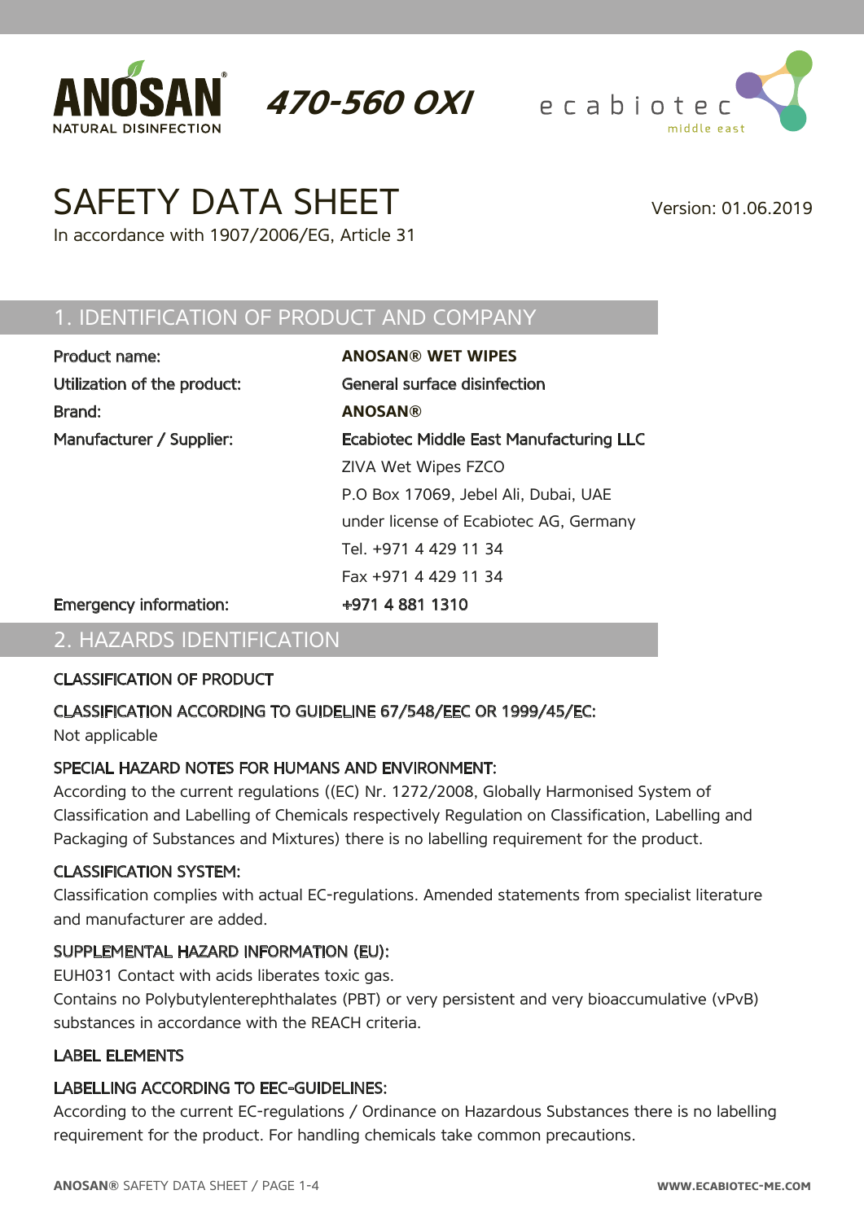ANOSAN® NATURAL DISINFECTION

*470-560 OXI*

ecabiotec middle east

# SAFETY DATA SHEET

In accordance with 1907/2006/EG, Article 31

Version: 01.06.2019

## 1. IDENTIFICATION OF PRODUCT AND COMPANY

| | |
|---|---|
| Product name: | **ANOSAN® WET WIPES** |
| Utilization of the product: | General surface disinfection |
| Brand: | **ANOSAN®** |
| Manufacturer / Supplier: | Ecabiotec Middle East Manufacturing LLC<br>ZIVA Wet Wipes FZCO<br>P.O Box 17069, Jebel Ali, Dubai, UAE<br>under license of Ecabiotec AG, Germany<br>Tel. +971 4 429 11 34<br>Fax +971 4 429 11 34 |
| Emergency information: | +971 4 881 1310 |

## 2. HAZARDS IDENTIFICATION

### CLASSIFICATION OF PRODUCT

### CLASSIFICATION ACCORDING TO GUIDELINE 67/548/EEC OR 1999/45/EC:

Not applicable

### SPECIAL HAZARD NOTES FOR HUMANS AND ENVIRONMENT:

According to the current regulations ((EC) Nr. 1272/2008, Globally Harmonised System of Classification and Labelling of Chemicals respectively Regulation on Classification, Labelling and Packaging of Substances and Mixtures) there is no labelling requirement for the product.

### CLASSIFICATION SYSTEM:

Classification complies with actual EC-regulations. Amended statements from specialist literature and manufacturer are added.

### SUPPLEMENTAL HAZARD INFORMATION (EU):

EUH031 Contact with acids liberates toxic gas.
Contains no Polybutylenterephthalates (PBT) or very persistent and very bioaccumulative (vPvB) substances in accordance with the REACH criteria.

### LABEL ELEMENTS

### LABELLING ACCORDING TO EEC-GUIDELINES:

According to the current EC-regulations / Ordinance on Hazardous Substances there is no labelling requirement for the product. For handling chemicals take common precautions.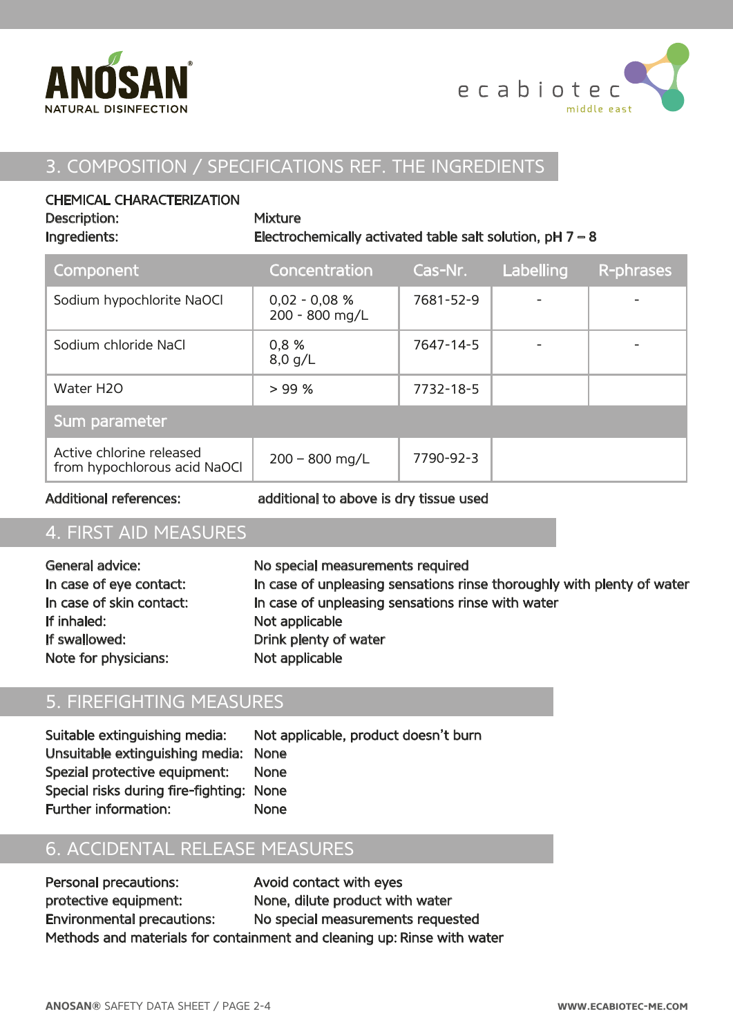## 3. COMPOSITION / SPECIFICATIONS REF. THE INGREDIENTS

CHEMICAL CHARACTERIZATION

Description: Mixture

Ingredients: Electrochemically activated table salt solution, pH 7 – 8

| Component | Concentration | Cas-Nr. | Labelling | R-phrases |
|---|---|---|---|---|
| Sodium hypochlorite NaOCl | 0,02 - 0,08 %<br>200 - 800 mg/L | 7681-52-9 | - | - |
| Sodium chloride NaCl | 0,8 %<br>8,0 g/L | 7647-14-5 | - | - |
| Water H2O | > 99 % | 7732-18-5 | | |
| **Sum parameter** | | | | |
| Active chlorine released from hypochlorous acid NaOCl | 200 – 800 mg/L | 7790-92-3 | | |

Additional references: additional to above is dry tissue used

## 4. FIRST AID MEASURES

General advice: No special measurements required

In case of eye contact: In case of unpleasing sensations rinse thoroughly with plenty of water

In case of skin contact: In case of unpleasing sensations rinse with water

If inhaled: Not applicable

If swallowed: Drink plenty of water

Note for physicians: Not applicable

## 5. FIREFIGHTING MEASURES

Suitable extinguishing media: Not applicable, product doesn't burn

Unsuitable extinguishing media: None

Spezial protective equipment: None

Special risks during fire-fighting: None

Further information: None

## 6. ACCIDENTAL RELEASE MEASURES

Personal precautions: Avoid contact with eyes

protective equipment: None, dilute product with water

Environmental precautions: No special measurements requested

Methods and materials for containment and cleaning up: Rinse with water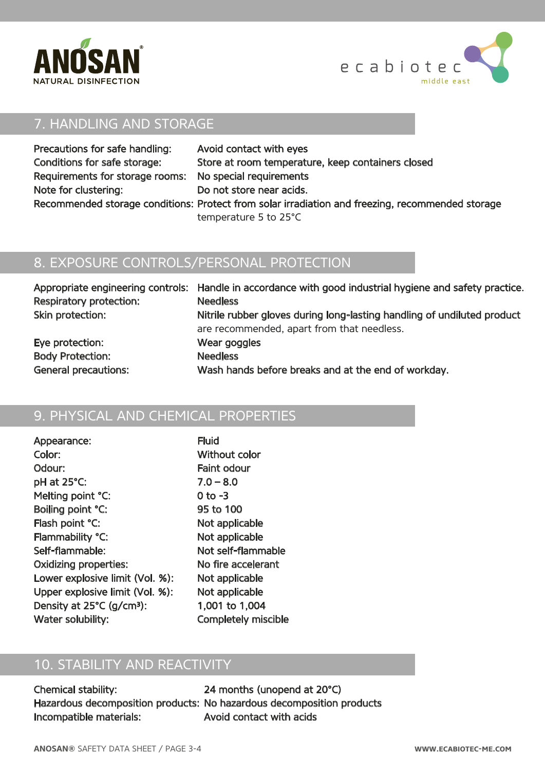## 7. HANDLING AND STORAGE

| | |
|---|---|
| Precautions for safe handling: | Avoid contact with eyes |
| Conditions for safe storage: | Store at room temperature, keep containers closed |
| Requirements for storage rooms: | No special requirements |
| Note for clustering: | Do not store near acids. |
| Recommended storage conditions: | Protect from solar irradiation and freezing, recommended storage temperature 5 to 25°C |

## 8. EXPOSURE CONTROLS/PERSONAL PROTECTION

| | |
|---|---|
| Appropriate engineering controls: | Handle in accordance with good industrial hygiene and safety practice. |
| Respiratory protection: | Needless |
| Skin protection: | Nitrile rubber gloves during long-lasting handling of undiluted product are recommended, apart from that needless. |
| Eye protection: | Wear goggles |
| Body Protection: | Needless |
| General precautions: | Wash hands before breaks and at the end of workday. |

## 9. PHYSICAL AND CHEMICAL PROPERTIES

| | |
|---|---|
| Appearance: | Fluid |
| Color: | Without color |
| Odour: | Faint odour |
| pH at 25°C: | 7.0 – 8.0 |
| Melting point °C: | 0 to -3 |
| Boiling point °C: | 95 to 100 |
| Flash point °C: | Not applicable |
| Flammability °C: | Not applicable |
| Self-flammable: | Not self-flammable |
| Oxidizing properties: | No fire accelerant |
| Lower explosive limit (Vol. %): | Not applicable |
| Upper explosive limit (Vol. %): | Not applicable |
| Density at 25°C (g/cm³): | 1,001 to 1,004 |
| Water solubility: | Completely miscible |

## 10. STABILITY AND REACTIVITY

| | |
|---|---|
| Chemical stability: | 24 months (unopend at 20°C) |
| Hazardous decomposition products: | No hazardous decomposition products |
| Incompatible materials: | Avoid contact with acids |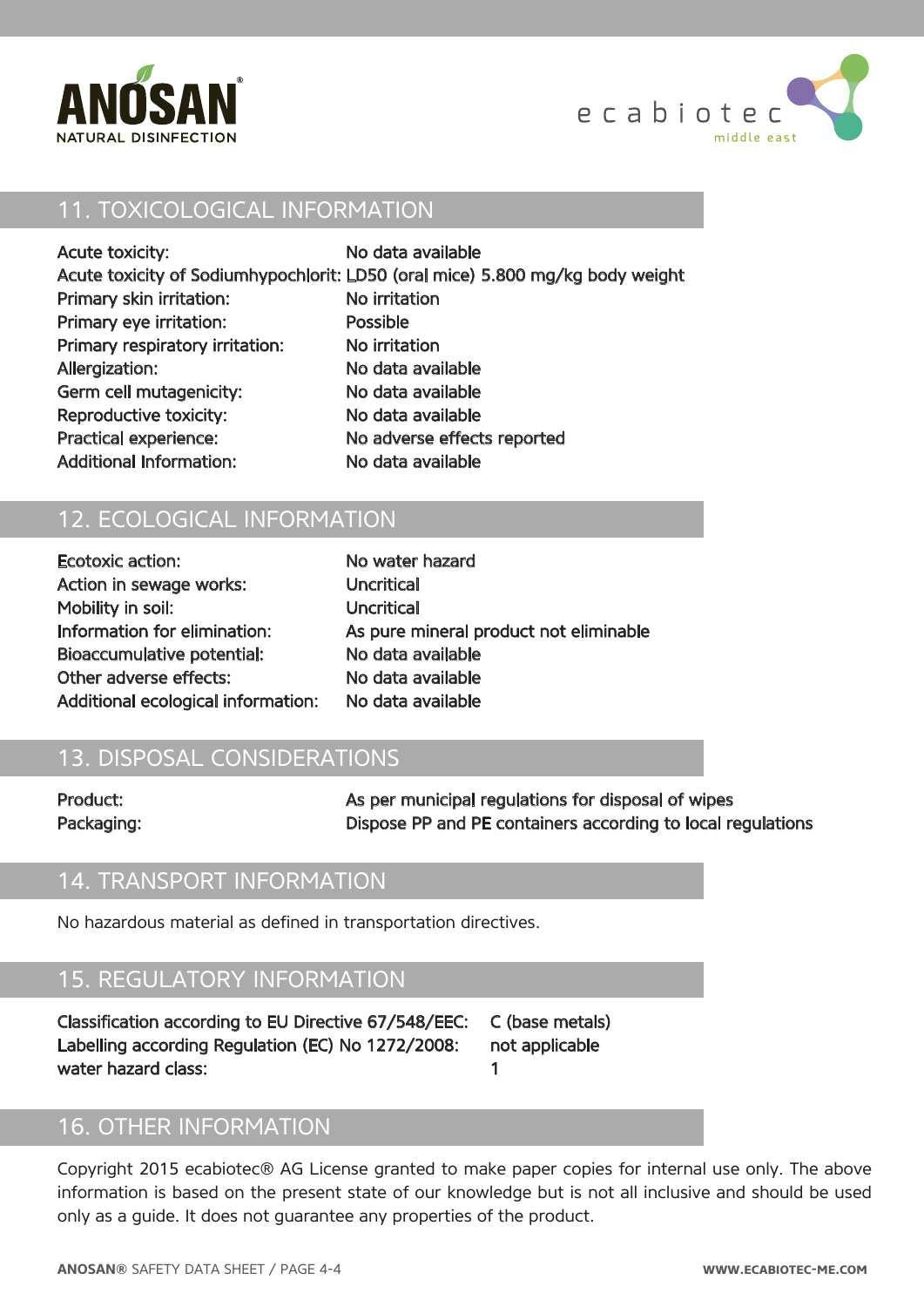## 11. TOXICOLOGICAL INFORMATION

| | |
|---|---|
| Acute toxicity: | No data available |
| Acute toxicity of Sodiumhypochlorit: | LD50 (oral mice) 5.800 mg/kg body weight |
| Primary skin irritation: | No irritation |
| Primary eye irritation: | Possible |
| Primary respiratory irritation: | No irritation |
| Allergization: | No data available |
| Germ cell mutagenicity: | No data available |
| Reproductive toxicity: | No data available |
| Practical experience: | No adverse effects reported |
| Additional Information: | No data available |

## 12. ECOLOGICAL INFORMATION

| | |
|---|---|
| Ecotoxic action: | No water hazard |
| Action in sewage works: | Uncritical |
| Mobility in soil: | Uncritical |
| Information for elimination: | As pure mineral product not eliminable |
| Bioaccumulative potential: | No data available |
| Other adverse effects: | No data available |
| Additional ecological information: | No data available |

## 13. DISPOSAL CONSIDERATIONS

| | |
|---|---|
| Product: | As per municipal regulations for disposal of wipes |
| Packaging: | Dispose PP and PE containers according to local regulations |

## 14. TRANSPORT INFORMATION

No hazardous material as defined in transportation directives.

## 15. REGULATORY INFORMATION

| | |
|---|---|
| Classification according to EU Directive 67/548/EEC: | C (base metals) |
| Labelling according Regulation (EC) No 1272/2008: | not applicable |
| water hazard class: | 1 |

## 16. OTHER INFORMATION

Copyright 2015 ecabiotec® AG License granted to make paper copies for internal use only. The above information is based on the present state of our knowledge but is not all inclusive and should be used only as a guide. It does not guarantee any properties of the product.